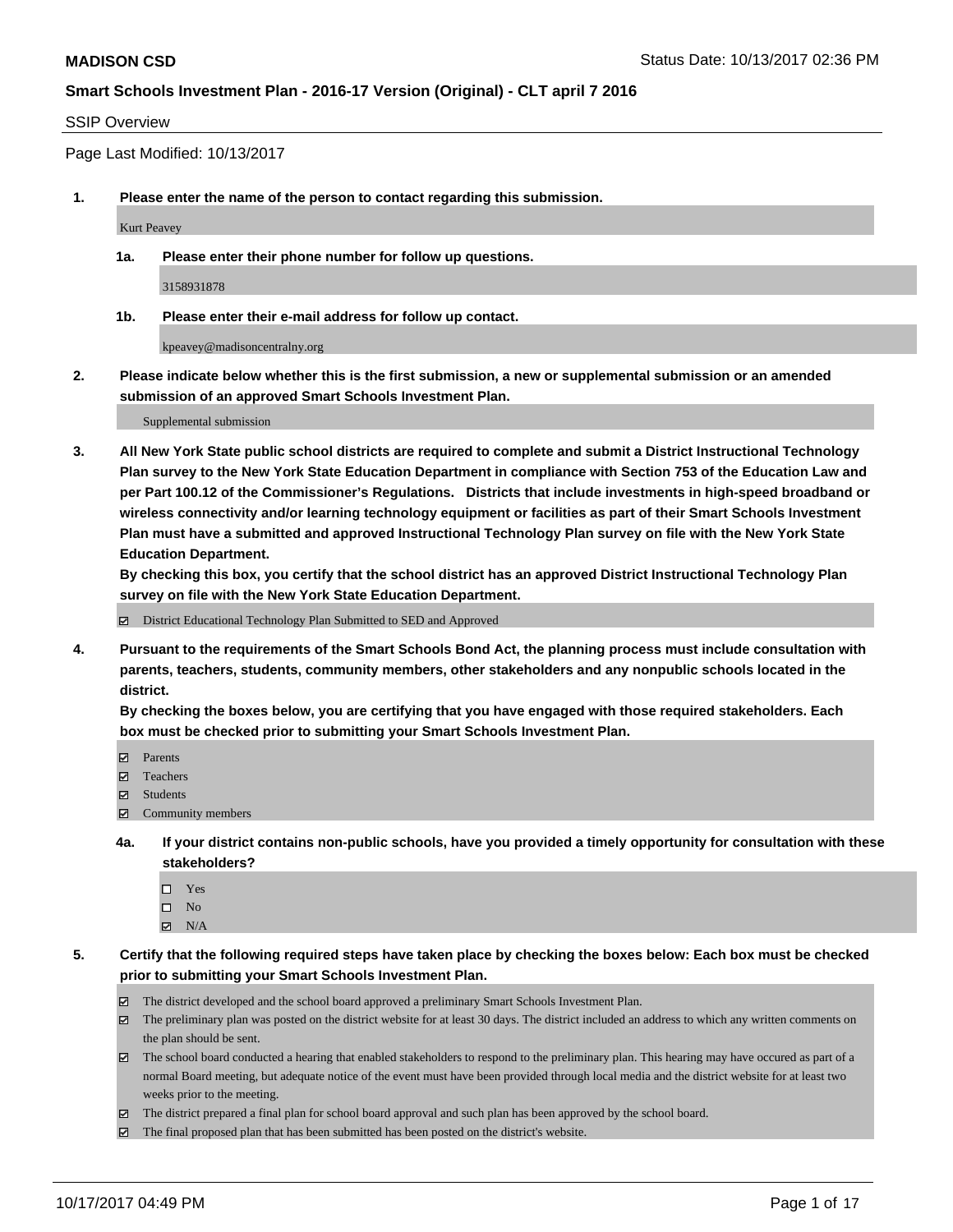**MADISON CSD** Status Date: 10/13/2017 02:36 PM

**Smart Schools Investment Plan - 2016-17 Version (Original) - CLT april 7 2016**

SSIP Overview

Page Last Modified: 10/13/2017

**1. Please enter the name of the person to contact regarding this submission.**

Kurt Peavey

**1a. Please enter their phone number for follow up questions.**

3158931878

**1b. Please enter their e-mail address for follow up contact.**

kpeavey@madisoncentralny.org

**2. Please indicate below whether this is the first submission, a new or supplemental submission or an amended submission of an approved Smart Schools Investment Plan.**

Supplemental submission

**3. All New York State public school districts are required to complete and submit a District Instructional Technology Plan survey to the New York State Education Department in compliance with Section 753 of the Education Law and per Part 100.12 of the Commissioner's Regulations. Districts that include investments in high-speed broadband or wireless connectivity and/or learning technology equipment or facilities as part of their Smart Schools Investment Plan must have a submitted and approved Instructional Technology Plan survey on file with the New York State Education Department.**
**By checking this box, you certify that the school district has an approved District Instructional Technology Plan survey on file with the New York State Education Department.**

☑ District Educational Technology Plan Submitted to SED and Approved

**4. Pursuant to the requirements of the Smart Schools Bond Act, the planning process must include consultation with parents, teachers, students, community members, other stakeholders and any nonpublic schools located in the district.**
**By checking the boxes below, you are certifying that you have engaged with those required stakeholders. Each box must be checked prior to submitting your Smart Schools Investment Plan.**

☑ Parents
☑ Teachers
☑ Students
☑ Community members

**4a. If your district contains non-public schools, have you provided a timely opportunity for consultation with these stakeholders?**

☐ Yes
☐ No
☑ N/A

**5. Certify that the following required steps have taken place by checking the boxes below: Each box must be checked prior to submitting your Smart Schools Investment Plan.**

☑ The district developed and the school board approved a preliminary Smart Schools Investment Plan.
☑ The preliminary plan was posted on the district website for at least 30 days. The district included an address to which any written comments on the plan should be sent.
☑ The school board conducted a hearing that enabled stakeholders to respond to the preliminary plan. This hearing may have occured as part of a normal Board meeting, but adequate notice of the event must have been provided through local media and the district website for at least two weeks prior to the meeting.
☑ The district prepared a final plan for school board approval and such plan has been approved by the school board.
☑ The final proposed plan that has been submitted has been posted on the district's website.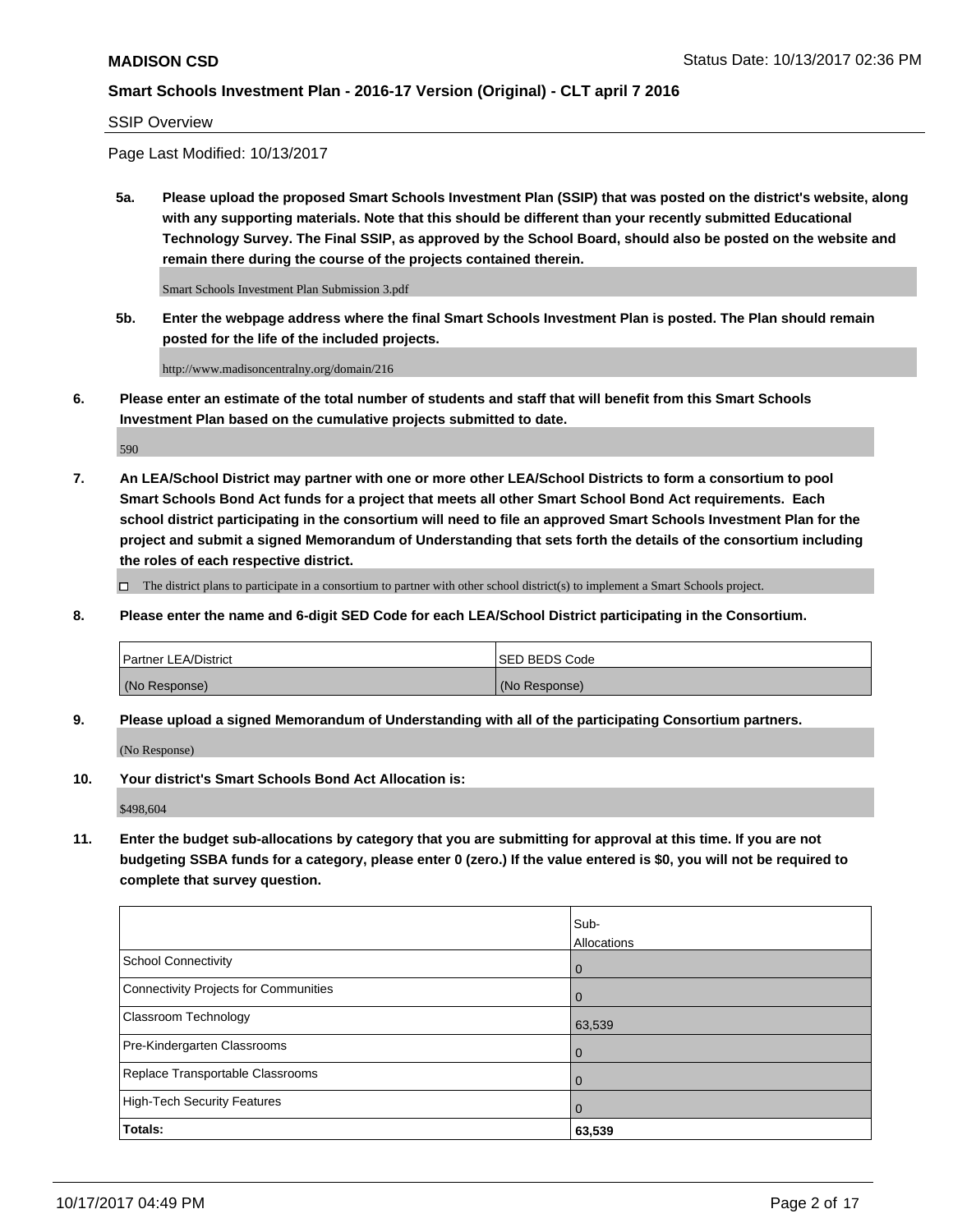SSIP Overview

Page Last Modified: 10/13/2017

**5a. Please upload the proposed Smart Schools Investment Plan (SSIP) that was posted on the district's website, along with any supporting materials. Note that this should be different than your recently submitted Educational Technology Survey. The Final SSIP, as approved by the School Board, should also be posted on the website and remain there during the course of the projects contained therein.**

Smart Schools Investment Plan Submission 3.pdf

**5b. Enter the webpage address where the final Smart Schools Investment Plan is posted. The Plan should remain posted for the life of the included projects.**

http://www.madisoncentralny.org/domain/216

**6. Please enter an estimate of the total number of students and staff that will benefit from this Smart Schools Investment Plan based on the cumulative projects submitted to date.**

590

**7. An LEA/School District may partner with one or more other LEA/School Districts to form a consortium to pool Smart Schools Bond Act funds for a project that meets all other Smart School Bond Act requirements. Each school district participating in the consortium will need to file an approved Smart Schools Investment Plan for the project and submit a signed Memorandum of Understanding that sets forth the details of the consortium including the roles of each respective district.**

☐ The district plans to participate in a consortium to partner with other school district(s) to implement a Smart Schools project.

**8. Please enter the name and 6-digit SED Code for each LEA/School District participating in the Consortium.**

| Partner LEA/District | SED BEDS Code |
|---|---|
| (No Response) | (No Response) |

**9. Please upload a signed Memorandum of Understanding with all of the participating Consortium partners.**

(No Response)

**10. Your district's Smart Schools Bond Act Allocation is:**

$498,604

**11. Enter the budget sub-allocations by category that you are submitting for approval at this time. If you are not budgeting SSBA funds for a category, please enter 0 (zero.) If the value entered is $0, you will not be required to complete that survey question.**

| | Sub-Allocations |
|---|---|
| School Connectivity | 0 |
| Connectivity Projects for Communities | 0 |
| Classroom Technology | 63,539 |
| Pre-Kindergarten Classrooms | 0 |
| Replace Transportable Classrooms | 0 |
| High-Tech Security Features | 0 |
| **Totals:** | **63,539** |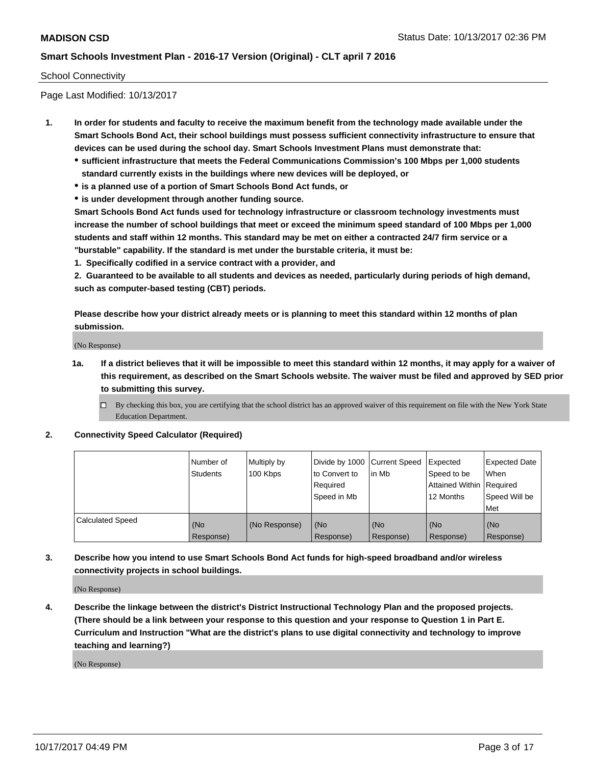School Connectivity

Page Last Modified: 10/13/2017

1. **In order for students and faculty to receive the maximum benefit from the technology made available under the Smart Schools Bond Act, their school buildings must possess sufficient connectivity infrastructure to ensure that devices can be used during the school day. Smart Schools Investment Plans must demonstrate that:**
   - **sufficient infrastructure that meets the Federal Communications Commission's 100 Mbps per 1,000 students standard currently exists in the buildings where new devices will be deployed, or**
   - **is a planned use of a portion of Smart Schools Bond Act funds, or**
   - **is under development through another funding source.**

   **Smart Schools Bond Act funds used for technology infrastructure or classroom technology investments must increase the number of school buildings that meet or exceed the minimum speed standard of 100 Mbps per 1,000 students and staff within 12 months. This standard may be met on either a contracted 24/7 firm service or a "burstable" capability. If the standard is met under the burstable criteria, it must be:**

   **1. Specifically codified in a service contract with a provider, and**

   **2. Guaranteed to be available to all students and devices as needed, particularly during periods of high demand, such as computer-based testing (CBT) periods.**

   **Please describe how your district already meets or is planning to meet this standard within 12 months of plan submission.**

   (No Response)

   1a. **If a district believes that it will be impossible to meet this standard within 12 months, it may apply for a waiver of this requirement, as described on the Smart Schools website. The waiver must be filed and approved by SED prior to submitting this survey.**

   ☐ By checking this box, you are certifying that the school district has an approved waiver of this requirement on file with the New York State Education Department.

2. **Connectivity Speed Calculator (Required)**

|  | Number of Students | Multiply by 100 Kbps | Divide by 1000 to Convert to Required Speed in Mb | Current Speed in Mb | Expected Speed to be Attained Within 12 Months | Expected Date When Required Speed Will be Met |
|---|---|---|---|---|---|---|
| Calculated Speed | (No Response) | (No Response) | (No Response) | (No Response) | (No Response) | (No Response) |

3. **Describe how you intend to use Smart Schools Bond Act funds for high-speed broadband and/or wireless connectivity projects in school buildings.**

   (No Response)

4. **Describe the linkage between the district's District Instructional Technology Plan and the proposed projects. (There should be a link between your response to this question and your response to Question 1 in Part E. Curriculum and Instruction "What are the district's plans to use digital connectivity and technology to improve teaching and learning?)**

   (No Response)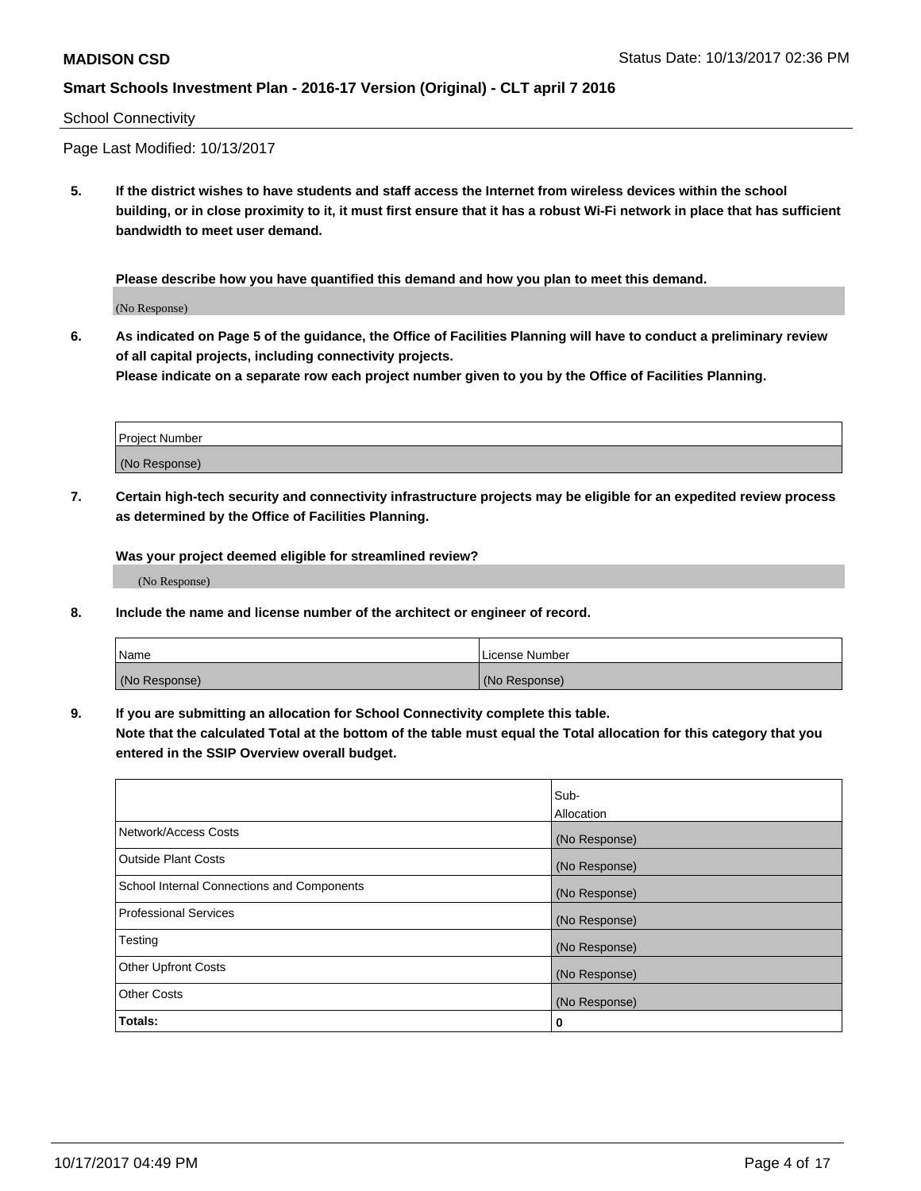School Connectivity

Page Last Modified: 10/13/2017

**5. If the district wishes to have students and staff access the Internet from wireless devices within the school building, or in close proximity to it, it must first ensure that it has a robust Wi-Fi network in place that has sufficient bandwidth to meet user demand.**

**Please describe how you have quantified this demand and how you plan to meet this demand.**

(No Response)

**6. As indicated on Page 5 of the guidance, the Office of Facilities Planning will have to conduct a preliminary review of all capital projects, including connectivity projects.**
**Please indicate on a separate row each project number given to you by the Office of Facilities Planning.**

| Project Number |
|---|
| (No Response) |

**7. Certain high-tech security and connectivity infrastructure projects may be eligible for an expedited review process as determined by the Office of Facilities Planning.**

**Was your project deemed eligible for streamlined review?**

(No Response)

**8. Include the name and license number of the architect or engineer of record.**

| Name | License Number |
|---|---|
| (No Response) | (No Response) |

**9. If you are submitting an allocation for School Connectivity complete this table.**
**Note that the calculated Total at the bottom of the table must equal the Total allocation for this category that you entered in the SSIP Overview overall budget.**

| | Sub-Allocation |
|---|---|
| Network/Access Costs | (No Response) |
| Outside Plant Costs | (No Response) |
| School Internal Connections and Components | (No Response) |
| Professional Services | (No Response) |
| Testing | (No Response) |
| Other Upfront Costs | (No Response) |
| Other Costs | (No Response) |
| **Totals:** | **0** |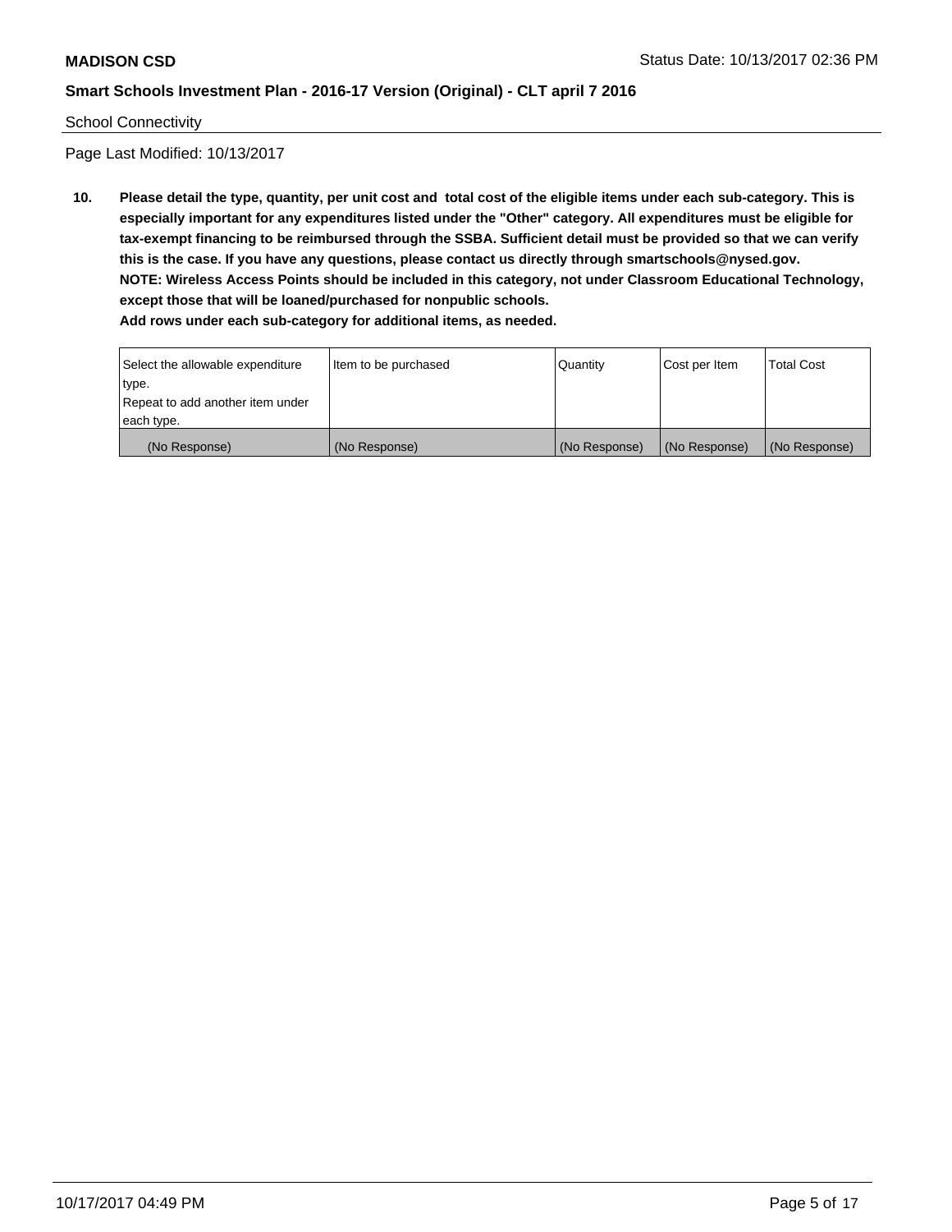School Connectivity

Page Last Modified: 10/13/2017

**10. Please detail the type, quantity, per unit cost and total cost of the eligible items under each sub-category. This is especially important for any expenditures listed under the "Other" category. All expenditures must be eligible for tax-exempt financing to be reimbursed through the SSBA. Sufficient detail must be provided so that we can verify this is the case. If you have any questions, please contact us directly through smartschools@nysed.gov.**
**NOTE: Wireless Access Points should be included in this category, not under Classroom Educational Technology, except those that will be loaned/purchased for nonpublic schools.**
**Add rows under each sub-category for additional items, as needed.**

| Select the allowable expenditure type. Repeat to add another item under each type. | Item to be purchased | Quantity | Cost per Item | Total Cost |
|---|---|---|---|---|
| (No Response) | (No Response) | (No Response) | (No Response) | (No Response) |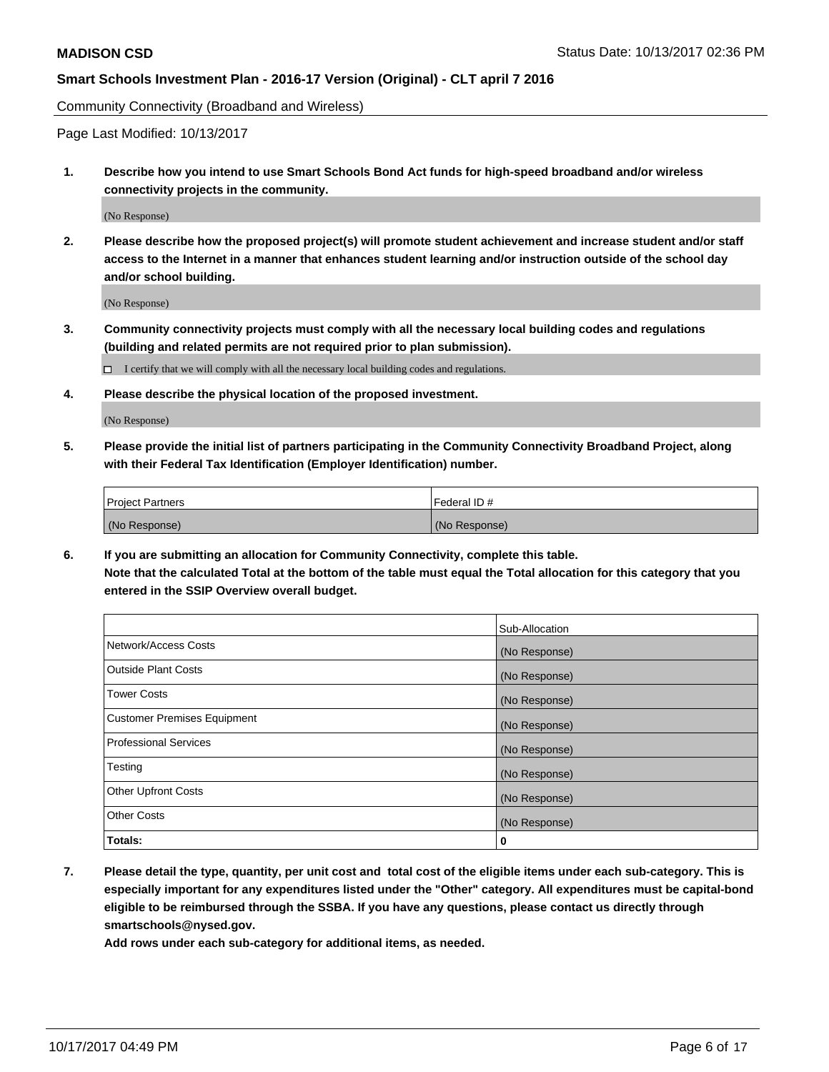Community Connectivity (Broadband and Wireless)

Page Last Modified: 10/13/2017

1. **Describe how you intend to use Smart Schools Bond Act funds for high-speed broadband and/or wireless connectivity projects in the community.**

   (No Response)

2. **Please describe how the proposed project(s) will promote student achievement and increase student and/or staff access to the Internet in a manner that enhances student learning and/or instruction outside of the school day and/or school building.**

   (No Response)

3. **Community connectivity projects must comply with all the necessary local building codes and regulations (building and related permits are not required prior to plan submission).**

   ☐ I certify that we will comply with all the necessary local building codes and regulations.

4. **Please describe the physical location of the proposed investment.**

   (No Response)

5. **Please provide the initial list of partners participating in the Community Connectivity Broadband Project, along with their Federal Tax Identification (Employer Identification) number.**

| Project Partners | Federal ID # |
|---|---|
| (No Response) | (No Response) |

6. **If you are submitting an allocation for Community Connectivity, complete this table.**
   **Note that the calculated Total at the bottom of the table must equal the Total allocation for this category that you entered in the SSIP Overview overall budget.**

| | Sub-Allocation |
|---|---|
| Network/Access Costs | (No Response) |
| Outside Plant Costs | (No Response) |
| Tower Costs | (No Response) |
| Customer Premises Equipment | (No Response) |
| Professional Services | (No Response) |
| Testing | (No Response) |
| Other Upfront Costs | (No Response) |
| Other Costs | (No Response) |
| **Totals:** | **0** |

7. **Please detail the type, quantity, per unit cost and total cost of the eligible items under each sub-category. This is especially important for any expenditures listed under the "Other" category. All expenditures must be capital-bond eligible to be reimbursed through the SSBA. If you have any questions, please contact us directly through smartschools@nysed.gov.**

   **Add rows under each sub-category for additional items, as needed.**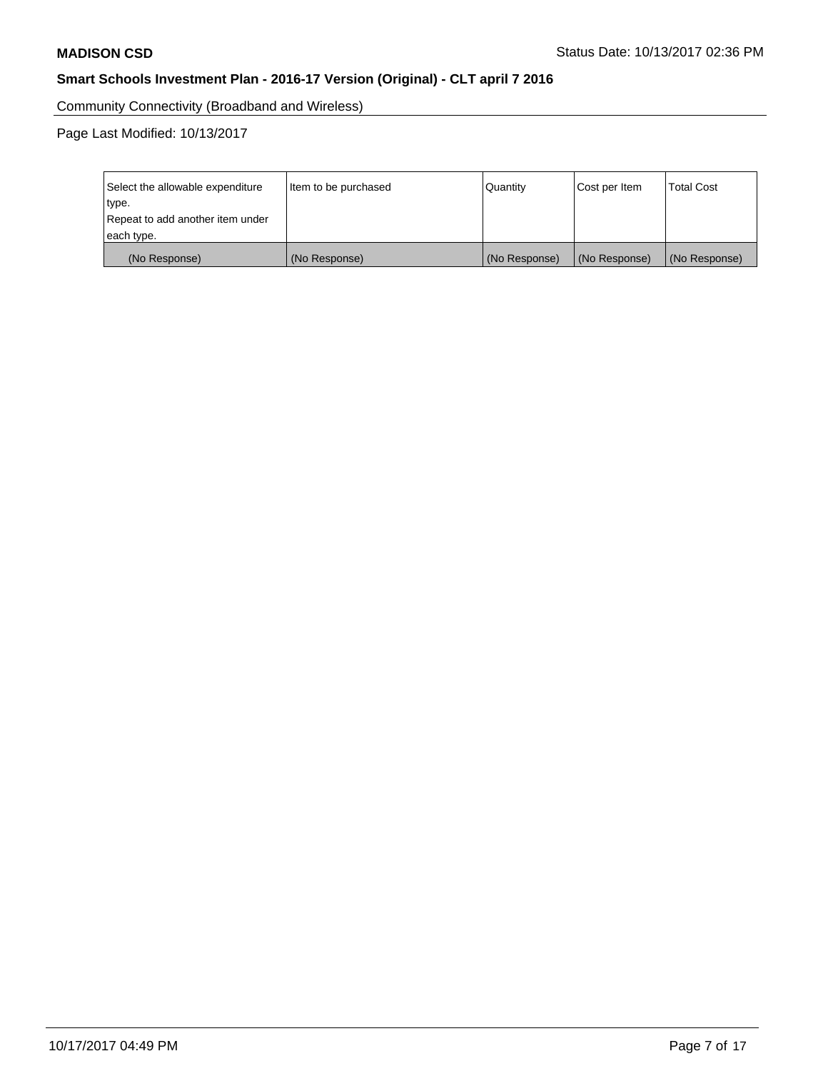Community Connectivity (Broadband and Wireless)

Page Last Modified: 10/13/2017

| Select the allowable expenditure type. Repeat to add another item under each type. | Item to be purchased | Quantity | Cost per Item | Total Cost |
| --- | --- | --- | --- | --- |
| (No Response) | (No Response) | (No Response) | (No Response) | (No Response) |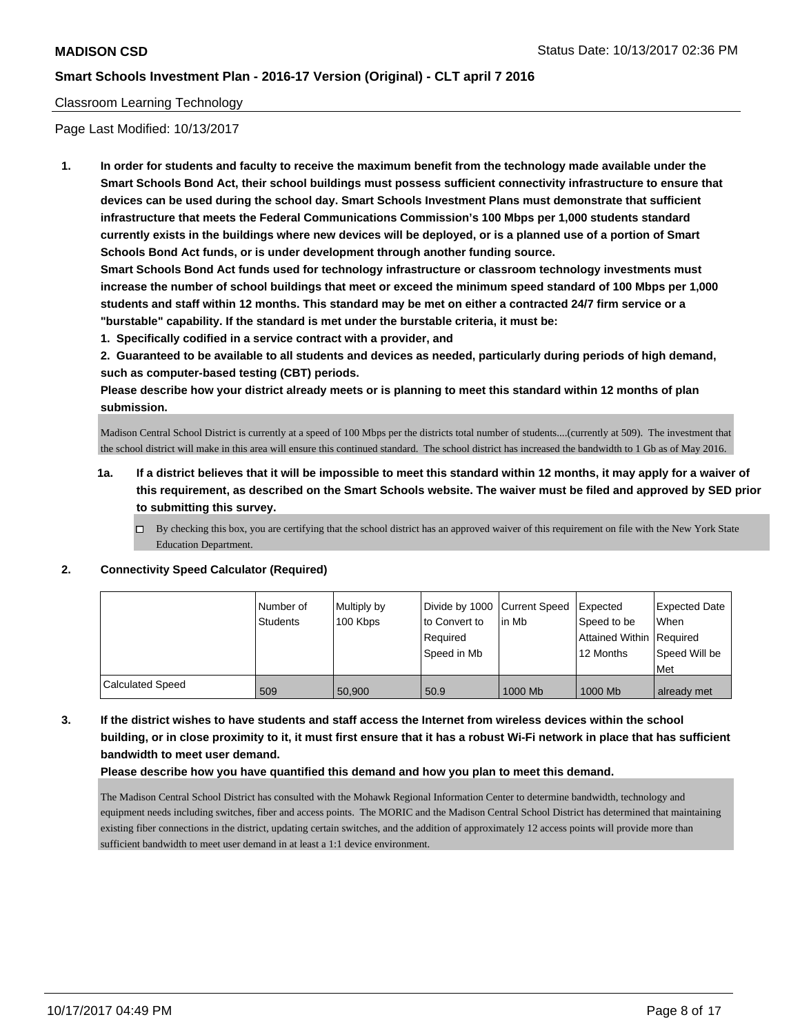**MADISON CSD**

**Smart Schools Investment Plan - 2016-17 Version (Original) - CLT april 7 2016**

Classroom Learning Technology

Page Last Modified: 10/13/2017

1. **In order for students and faculty to receive the maximum benefit from the technology made available under the Smart Schools Bond Act, their school buildings must possess sufficient connectivity infrastructure to ensure that devices can be used during the school day. Smart Schools Investment Plans must demonstrate that sufficient infrastructure that meets the Federal Communications Commission's 100 Mbps per 1,000 students standard currently exists in the buildings where new devices will be deployed, or is a planned use of a portion of Smart Schools Bond Act funds, or is under development through another funding source.**

   **Smart Schools Bond Act funds used for technology infrastructure or classroom technology investments must increase the number of school buildings that meet or exceed the minimum speed standard of 100 Mbps per 1,000 students and staff within 12 months. This standard may be met on either a contracted 24/7 firm service or a "burstable" capability. If the standard is met under the burstable criteria, it must be:**

   **1. Specifically codified in a service contract with a provider, and**

   **2. Guaranteed to be available to all students and devices as needed, particularly during periods of high demand, such as computer-based testing (CBT) periods.**

   **Please describe how your district already meets or is planning to meet this standard within 12 months of plan submission.**

   Madison Central School District is currently at a speed of 100 Mbps per the districts total number of students....(currently at 509). The investment that the school district will make in this area will ensure this continued standard. The school district has increased the bandwidth to 1 Gb as of May 2016.

   **1a. If a district believes that it will be impossible to meet this standard within 12 months, it may apply for a waiver of this requirement, as described on the Smart Schools website. The waiver must be filed and approved by SED prior to submitting this survey.**

   ☐ By checking this box, you are certifying that the school district has an approved waiver of this requirement on file with the New York State Education Department.

2. **Connectivity Speed Calculator (Required)**

| | Number of Students | Multiply by 100 Kbps | Divide by 1000 to Convert to Required Speed in Mb | Current Speed in Mb | Expected Speed to be Attained Within 12 Months | Expected Date When Required Speed Will be Met |
|---|---|---|---|---|---|---|
| Calculated Speed | 509 | 50,900 | 50.9 | 1000 Mb | 1000 Mb | already met |

3. **If the district wishes to have students and staff access the Internet from wireless devices within the school building, or in close proximity to it, it must first ensure that it has a robust Wi-Fi network in place that has sufficient bandwidth to meet user demand.**

   **Please describe how you have quantified this demand and how you plan to meet this demand.**

   The Madison Central School District has consulted with the Mohawk Regional Information Center to determine bandwidth, technology and equipment needs including switches, fiber and access points. The MORIC and the Madison Central School District has determined that maintaining existing fiber connections in the district, updating certain switches, and the addition of approximately 12 access points will provide more than sufficient bandwidth to meet user demand in at least a 1:1 device environment.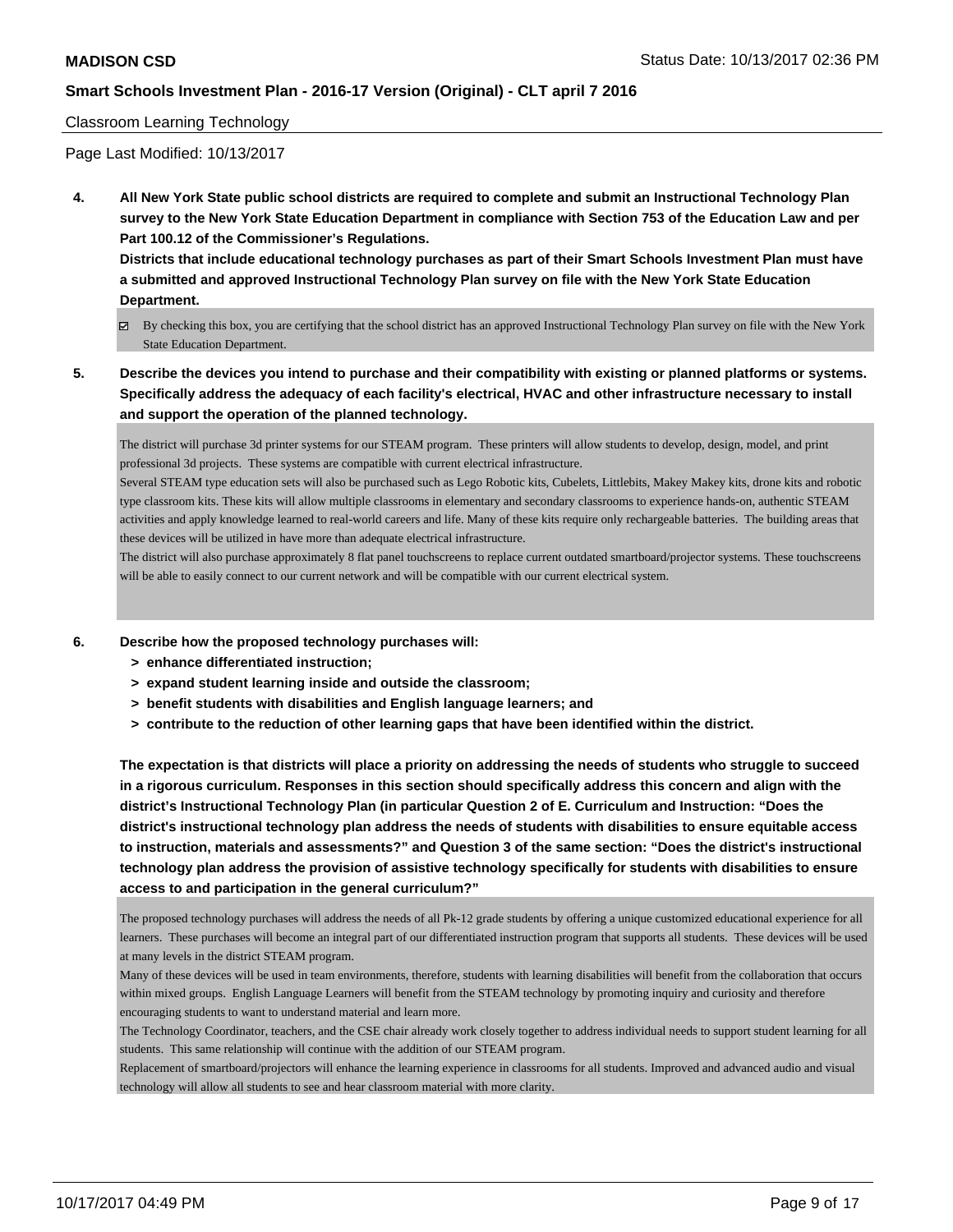Classroom Learning Technology

Page Last Modified: 10/13/2017

**4. All New York State public school districts are required to complete and submit an Instructional Technology Plan survey to the New York State Education Department in compliance with Section 753 of the Education Law and per Part 100.12 of the Commissioner's Regulations.**

**Districts that include educational technology purchases as part of their Smart Schools Investment Plan must have a submitted and approved Instructional Technology Plan survey on file with the New York State Education Department.**

☑ By checking this box, you are certifying that the school district has an approved Instructional Technology Plan survey on file with the New York State Education Department.

**5. Describe the devices you intend to purchase and their compatibility with existing or planned platforms or systems. Specifically address the adequacy of each facility's electrical, HVAC and other infrastructure necessary to install and support the operation of the planned technology.**

The district will purchase 3d printer systems for our STEAM program. These printers will allow students to develop, design, model, and print professional 3d projects. These systems are compatible with current electrical infrastructure.
Several STEAM type education sets will also be purchased such as Lego Robotic kits, Cubelets, Littlebits, Makey Makey kits, drone kits and robotic type classroom kits. These kits will allow multiple classrooms in elementary and secondary classrooms to experience hands-on, authentic STEAM activities and apply knowledge learned to real-world careers and life. Many of these kits require only rechargeable batteries. The building areas that these devices will be utilized in have more than adequate electrical infrastructure.
The district will also purchase approximately 8 flat panel touchscreens to replace current outdated smartboard/projector systems. These touchscreens will be able to easily connect to our current network and will be compatible with our current electrical system.

**6. Describe how the proposed technology purchases will:**
- **> enhance differentiated instruction;**
- **> expand student learning inside and outside the classroom;**
- **> benefit students with disabilities and English language learners; and**
- **> contribute to the reduction of other learning gaps that have been identified within the district.**

**The expectation is that districts will place a priority on addressing the needs of students who struggle to succeed in a rigorous curriculum. Responses in this section should specifically address this concern and align with the district's Instructional Technology Plan (in particular Question 2 of E. Curriculum and Instruction: "Does the district's instructional technology plan address the needs of students with disabilities to ensure equitable access to instruction, materials and assessments?" and Question 3 of the same section: "Does the district's instructional technology plan address the provision of assistive technology specifically for students with disabilities to ensure access to and participation in the general curriculum?"**

The proposed technology purchases will address the needs of all Pk-12 grade students by offering a unique customized educational experience for all learners. These purchases will become an integral part of our differentiated instruction program that supports all students. These devices will be used at many levels in the district STEAM program.
Many of these devices will be used in team environments, therefore, students with learning disabilities will benefit from the collaboration that occurs within mixed groups. English Language Learners will benefit from the STEAM technology by promoting inquiry and curiosity and therefore encouraging students to want to understand material and learn more.
The Technology Coordinator, teachers, and the CSE chair already work closely together to address individual needs to support student learning for all students. This same relationship will continue with the addition of our STEAM program.
Replacement of smartboard/projectors will enhance the learning experience in classrooms for all students. Improved and advanced audio and visual technology will allow all students to see and hear classroom material with more clarity.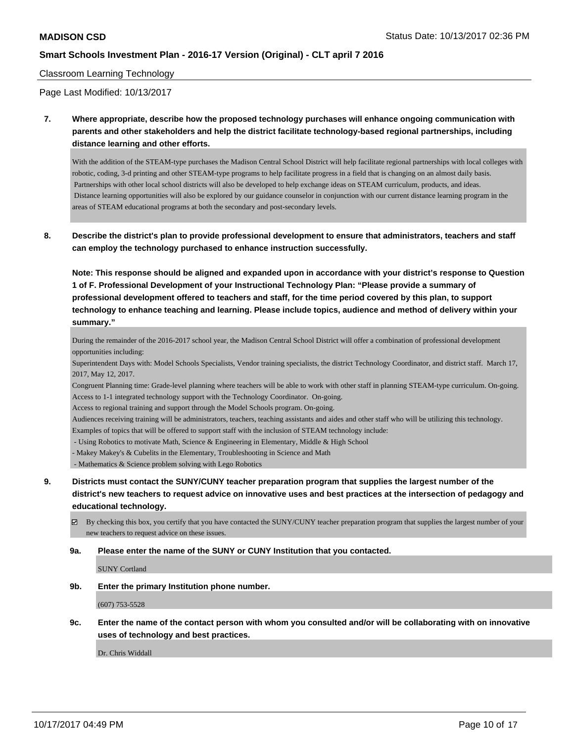**MADISON CSD** Status Date: 10/13/2017 02:36 PM

**Smart Schools Investment Plan - 2016-17 Version (Original) - CLT april 7 2016**

Classroom Learning Technology

Page Last Modified: 10/13/2017

**7. Where appropriate, describe how the proposed technology purchases will enhance ongoing communication with parents and other stakeholders and help the district facilitate technology-based regional partnerships, including distance learning and other efforts.**

With the addition of the STEAM-type purchases the Madison Central School District will help facilitate regional partnerships with local colleges with robotic, coding, 3-d printing and other STEAM-type programs to help facilitate progress in a field that is changing on an almost daily basis. Partnerships with other local school districts will also be developed to help exchange ideas on STEAM curriculum, products, and ideas. Distance learning opportunities will also be explored by our guidance counselor in conjunction with our current distance learning program in the areas of STEAM educational programs at both the secondary and post-secondary levels.

**8. Describe the district's plan to provide professional development to ensure that administrators, teachers and staff can employ the technology purchased to enhance instruction successfully.**

**Note: This response should be aligned and expanded upon in accordance with your district's response to Question 1 of F. Professional Development of your Instructional Technology Plan: "Please provide a summary of professional development offered to teachers and staff, for the time period covered by this plan, to support technology to enhance teaching and learning. Please include topics, audience and method of delivery within your summary."**

During the remainder of the 2016-2017 school year, the Madison Central School District will offer a combination of professional development opportunities including:

Superintendent Days with: Model Schools Specialists, Vendor training specialists, the district Technology Coordinator, and district staff. March 17, 2017, May 12, 2017.

Congruent Planning time: Grade-level planning where teachers will be able to work with other staff in planning STEAM-type curriculum. On-going.

Access to 1-1 integrated technology support with the Technology Coordinator. On-going.

Access to regional training and support through the Model Schools program. On-going.

Audiences receiving training will be administrators, teachers, teaching assistants and aides and other staff who will be utilizing this technology.

Examples of topics that will be offered to support staff with the inclusion of STEAM technology include:

- Using Robotics to motivate Math, Science & Engineering in Elementary, Middle & High School
- Makey Makey's & Cubelits in the Elementary, Troubleshooting in Science and Math
- Mathematics & Science problem solving with Lego Robotics

**9. Districts must contact the SUNY/CUNY teacher preparation program that supplies the largest number of the district's new teachers to request advice on innovative uses and best practices at the intersection of pedagogy and educational technology.**

☑ By checking this box, you certify that you have contacted the SUNY/CUNY teacher preparation program that supplies the largest number of your new teachers to request advice on these issues.

**9a. Please enter the name of the SUNY or CUNY Institution that you contacted.**

SUNY Cortland

**9b. Enter the primary Institution phone number.**

(607) 753-5528

**9c. Enter the name of the contact person with whom you consulted and/or will be collaborating with on innovative uses of technology and best practices.**

Dr. Chris Widdall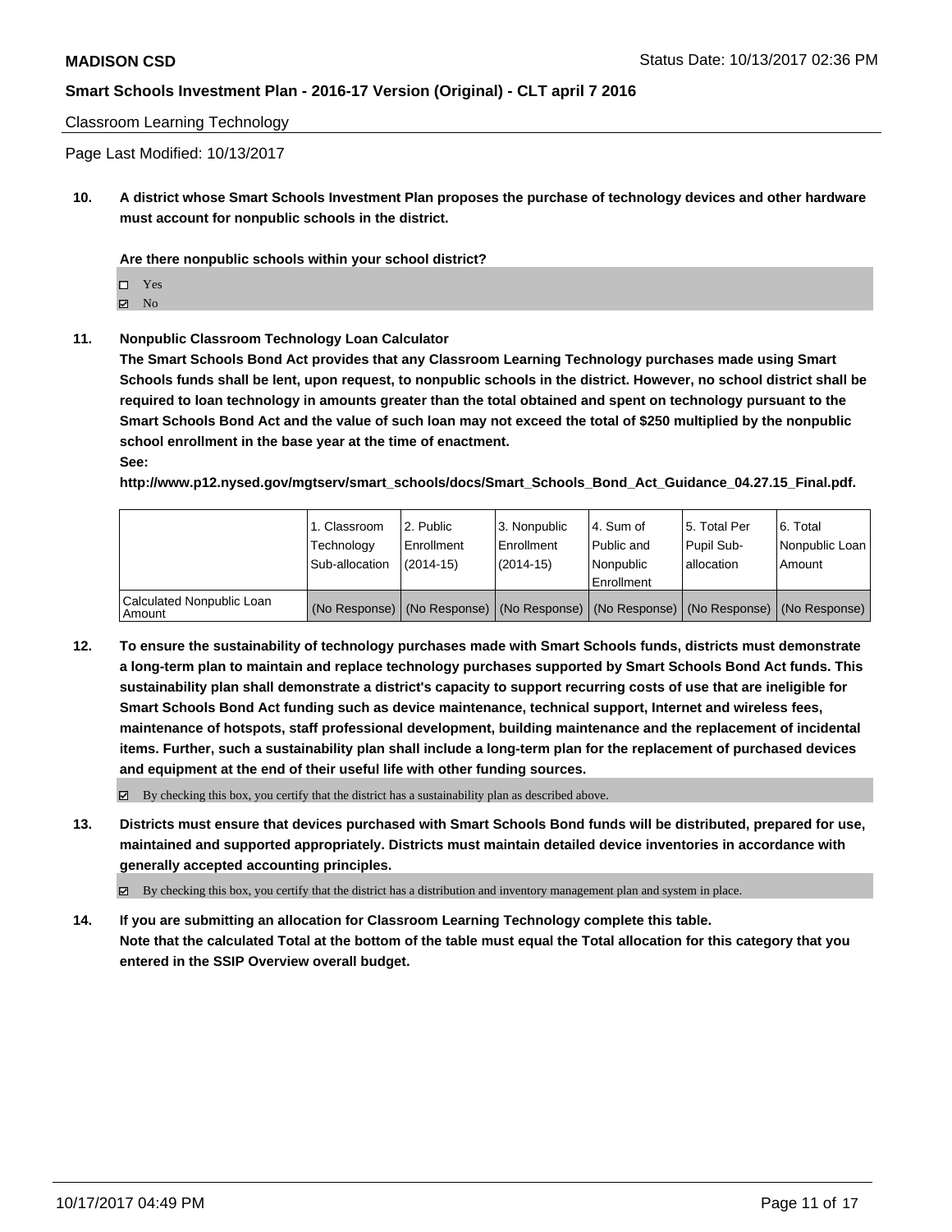Classroom Learning Technology

Page Last Modified: 10/13/2017

**10. A district whose Smart Schools Investment Plan proposes the purchase of technology devices and other hardware must account for nonpublic schools in the district.**

**Are there nonpublic schools within your school district?**

- ☐ Yes
- ☑ No

**11. Nonpublic Classroom Technology Loan Calculator**

**The Smart Schools Bond Act provides that any Classroom Learning Technology purchases made using Smart Schools funds shall be lent, upon request, to nonpublic schools in the district. However, no school district shall be required to loan technology in amounts greater than the total obtained and spent on technology pursuant to the Smart Schools Bond Act and the value of such loan may not exceed the total of $250 multiplied by the nonpublic school enrollment in the base year at the time of enactment.**

**See:**

**http://www.p12.nysed.gov/mgtserv/smart_schools/docs/Smart_Schools_Bond_Act_Guidance_04.27.15_Final.pdf.**

| | 1. Classroom Technology Sub-allocation | 2. Public Enrollment (2014-15) | 3. Nonpublic Enrollment (2014-15) | 4. Sum of Public and Nonpublic Enrollment | 5. Total Per Pupil Sub-allocation | 6. Total Nonpublic Loan Amount |
|---|---|---|---|---|---|---|
| Calculated Nonpublic Loan Amount | (No Response) | (No Response) | (No Response) | (No Response) | (No Response) | (No Response) |

**12. To ensure the sustainability of technology purchases made with Smart Schools funds, districts must demonstrate a long-term plan to maintain and replace technology purchases supported by Smart Schools Bond Act funds. This sustainability plan shall demonstrate a district's capacity to support recurring costs of use that are ineligible for Smart Schools Bond Act funding such as device maintenance, technical support, Internet and wireless fees, maintenance of hotspots, staff professional development, building maintenance and the replacement of incidental items. Further, such a sustainability plan shall include a long-term plan for the replacement of purchased devices and equipment at the end of their useful life with other funding sources.**

- ☑ By checking this box, you certify that the district has a sustainability plan as described above.

**13. Districts must ensure that devices purchased with Smart Schools Bond funds will be distributed, prepared for use, maintained and supported appropriately. Districts must maintain detailed device inventories in accordance with generally accepted accounting principles.**

- ☑ By checking this box, you certify that the district has a distribution and inventory management plan and system in place.

**14. If you are submitting an allocation for Classroom Learning Technology complete this table. Note that the calculated Total at the bottom of the table must equal the Total allocation for this category that you entered in the SSIP Overview overall budget.**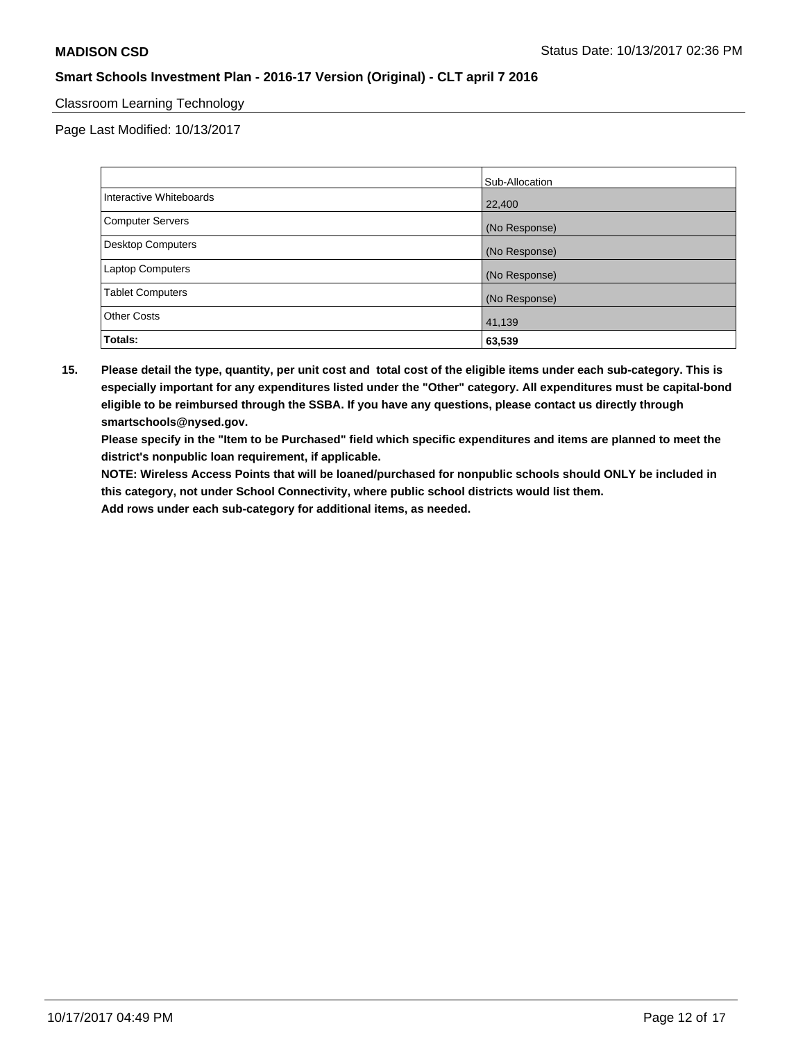Classroom Learning Technology

Page Last Modified: 10/13/2017

| | Sub-Allocation |
|---|---|
| Interactive Whiteboards | 22,400 |
| Computer Servers | (No Response) |
| Desktop Computers | (No Response) |
| Laptop Computers | (No Response) |
| Tablet Computers | (No Response) |
| Other Costs | 41,139 |
| **Totals:** | **63,539** |

**15. Please detail the type, quantity, per unit cost and total cost of the eligible items under each sub-category. This is especially important for any expenditures listed under the "Other" category. All expenditures must be capital-bond eligible to be reimbursed through the SSBA. If you have any questions, please contact us directly through smartschools@nysed.gov.**

**Please specify in the "Item to be Purchased" field which specific expenditures and items are planned to meet the district's nonpublic loan requirement, if applicable.**

**NOTE: Wireless Access Points that will be loaned/purchased for nonpublic schools should ONLY be included in this category, not under School Connectivity, where public school districts would list them.**

**Add rows under each sub-category for additional items, as needed.**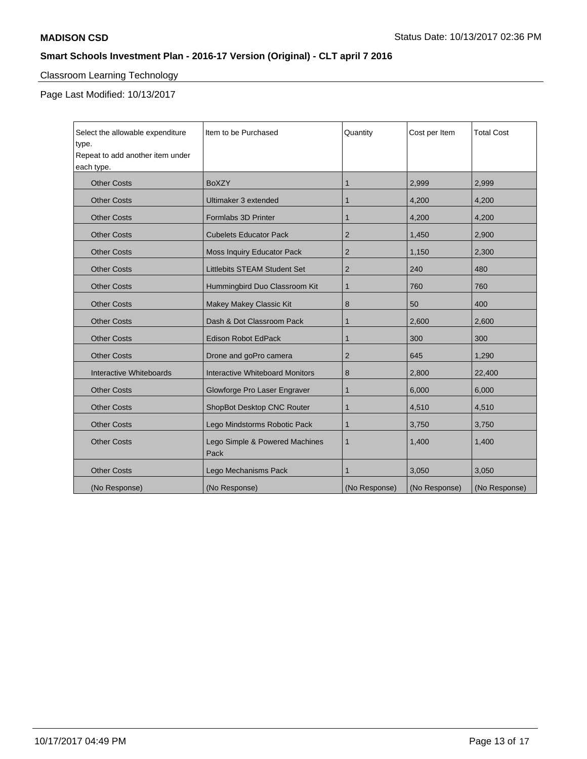**MADISON CSD** Status Date: 10/13/2017 02:36 PM

**Smart Schools Investment Plan - 2016-17 Version (Original) - CLT april 7 2016**

Classroom Learning Technology

Page Last Modified: 10/13/2017

| Select the allowable expenditure type. Repeat to add another item under each type. | Item to be Purchased | Quantity | Cost per Item | Total Cost |
|---|---|---|---|---|
| Other Costs | BoXZY | 1 | 2,999 | 2,999 |
| Other Costs | Ultimaker 3 extended | 1 | 4,200 | 4,200 |
| Other Costs | Formlabs 3D Printer | 1 | 4,200 | 4,200 |
| Other Costs | Cubelets Educator Pack | 2 | 1,450 | 2,900 |
| Other Costs | Moss Inquiry Educator Pack | 2 | 1,150 | 2,300 |
| Other Costs | Littlebits STEAM Student Set | 2 | 240 | 480 |
| Other Costs | Hummingbird Duo Classroom Kit | 1 | 760 | 760 |
| Other Costs | Makey Makey Classic Kit | 8 | 50 | 400 |
| Other Costs | Dash & Dot Classroom Pack | 1 | 2,600 | 2,600 |
| Other Costs | Edison Robot EdPack | 1 | 300 | 300 |
| Other Costs | Drone and goPro camera | 2 | 645 | 1,290 |
| Interactive Whiteboards | Interactive Whiteboard Monitors | 8 | 2,800 | 22,400 |
| Other Costs | Glowforge Pro Laser Engraver | 1 | 6,000 | 6,000 |
| Other Costs | ShopBot Desktop CNC Router | 1 | 4,510 | 4,510 |
| Other Costs | Lego Mindstorms Robotic Pack | 1 | 3,750 | 3,750 |
| Other Costs | Lego Simple & Powered Machines Pack | 1 | 1,400 | 1,400 |
| Other Costs | Lego Mechanisms Pack | 1 | 3,050 | 3,050 |
| (No Response) | (No Response) | (No Response) | (No Response) | (No Response) |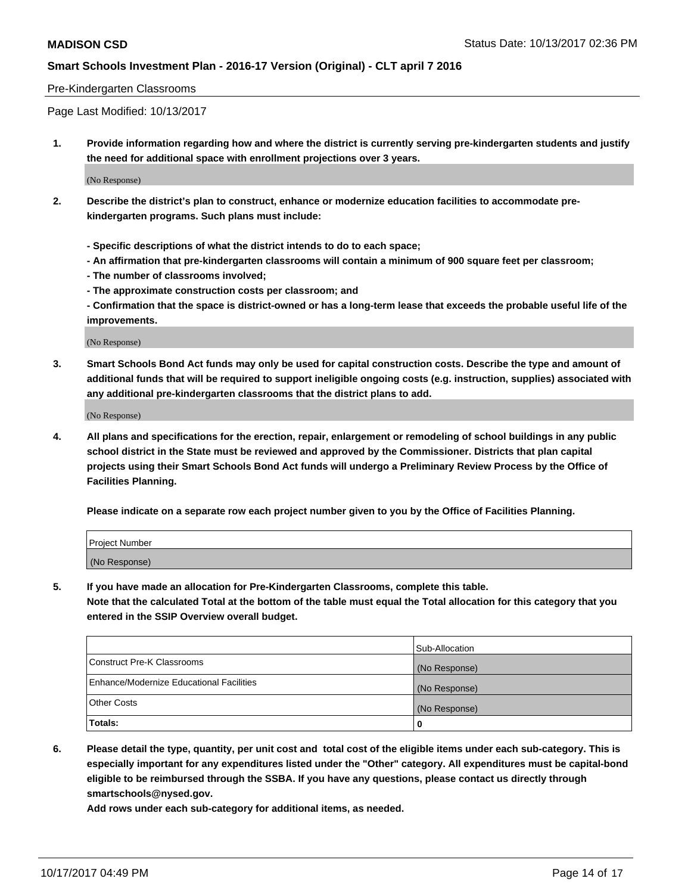Pre-Kindergarten Classrooms

Page Last Modified: 10/13/2017

1. **Provide information regarding how and where the district is currently serving pre-kindergarten students and justify the need for additional space with enrollment projections over 3 years.**

   (No Response)

2. **Describe the district's plan to construct, enhance or modernize education facilities to accommodate pre-kindergarten programs. Such plans must include:**

   **- Specific descriptions of what the district intends to do to each space;**
   **- An affirmation that pre-kindergarten classrooms will contain a minimum of 900 square feet per classroom;**
   **- The number of classrooms involved;**
   **- The approximate construction costs per classroom; and**
   **- Confirmation that the space is district-owned or has a long-term lease that exceeds the probable useful life of the improvements.**

   (No Response)

3. **Smart Schools Bond Act funds may only be used for capital construction costs. Describe the type and amount of additional funds that will be required to support ineligible ongoing costs (e.g. instruction, supplies) associated with any additional pre-kindergarten classrooms that the district plans to add.**

   (No Response)

4. **All plans and specifications for the erection, repair, enlargement or remodeling of school buildings in any public school district in the State must be reviewed and approved by the Commissioner. Districts that plan capital projects using their Smart Schools Bond Act funds will undergo a Preliminary Review Process by the Office of Facilities Planning.**

   **Please indicate on a separate row each project number given to you by the Office of Facilities Planning.**

| Project Number |
|---|
| (No Response) |

5. **If you have made an allocation for Pre-Kindergarten Classrooms, complete this table.**
   **Note that the calculated Total at the bottom of the table must equal the Total allocation for this category that you entered in the SSIP Overview overall budget.**

| | Sub-Allocation |
|---|---|
| Construct Pre-K Classrooms | (No Response) |
| Enhance/Modernize Educational Facilities | (No Response) |
| Other Costs | (No Response) |
| **Totals:** | **0** |

6. **Please detail the type, quantity, per unit cost and total cost of the eligible items under each sub-category. This is especially important for any expenditures listed under the "Other" category. All expenditures must be capital-bond eligible to be reimbursed through the SSBA. If you have any questions, please contact us directly through smartschools@nysed.gov.**

   **Add rows under each sub-category for additional items, as needed.**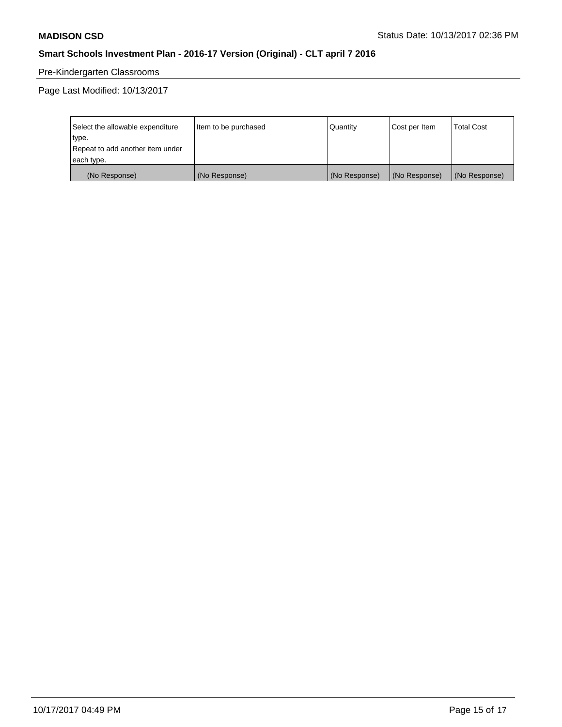Pre-Kindergarten Classrooms

Page Last Modified: 10/13/2017

| Select the allowable expenditure type.<br>Repeat to add another item under each type. | Item to be purchased | Quantity | Cost per Item | Total Cost |
|---|---|---|---|---|
| (No Response) | (No Response) | (No Response) | (No Response) | (No Response) |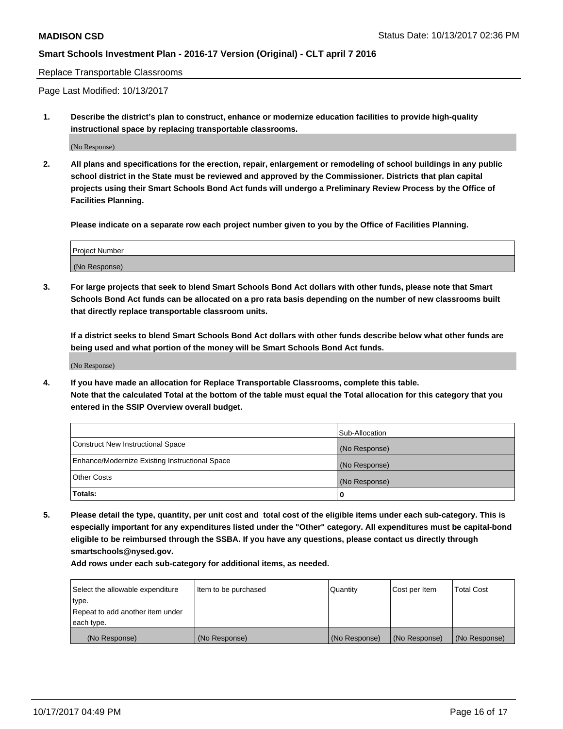Replace Transportable Classrooms

Page Last Modified: 10/13/2017

**1. Describe the district's plan to construct, enhance or modernize education facilities to provide high-quality instructional space by replacing transportable classrooms.**

(No Response)

**2. All plans and specifications for the erection, repair, enlargement or remodeling of school buildings in any public school district in the State must be reviewed and approved by the Commissioner. Districts that plan capital projects using their Smart Schools Bond Act funds will undergo a Preliminary Review Process by the Office of Facilities Planning.**

**Please indicate on a separate row each project number given to you by the Office of Facilities Planning.**

| Project Number |
|---|
| (No Response) |

**3. For large projects that seek to blend Smart Schools Bond Act dollars with other funds, please note that Smart Schools Bond Act funds can be allocated on a pro rata basis depending on the number of new classrooms built that directly replace transportable classroom units.**

**If a district seeks to blend Smart Schools Bond Act dollars with other funds describe below what other funds are being used and what portion of the money will be Smart Schools Bond Act funds.**

(No Response)

**4. If you have made an allocation for Replace Transportable Classrooms, complete this table. Note that the calculated Total at the bottom of the table must equal the Total allocation for this category that you entered in the SSIP Overview overall budget.**

| | Sub-Allocation |
|---|---|
| Construct New Instructional Space | (No Response) |
| Enhance/Modernize Existing Instructional Space | (No Response) |
| Other Costs | (No Response) |
| **Totals:** | **0** |

**5. Please detail the type, quantity, per unit cost and total cost of the eligible items under each sub-category. This is especially important for any expenditures listed under the "Other" category. All expenditures must be capital-bond eligible to be reimbursed through the SSBA. If you have any questions, please contact us directly through smartschools@nysed.gov.**

**Add rows under each sub-category for additional items, as needed.**

| Select the allowable expenditure type. Repeat to add another item under each type. | Item to be purchased | Quantity | Cost per Item | Total Cost |
|---|---|---|---|---|
| (No Response) | (No Response) | (No Response) | (No Response) | (No Response) |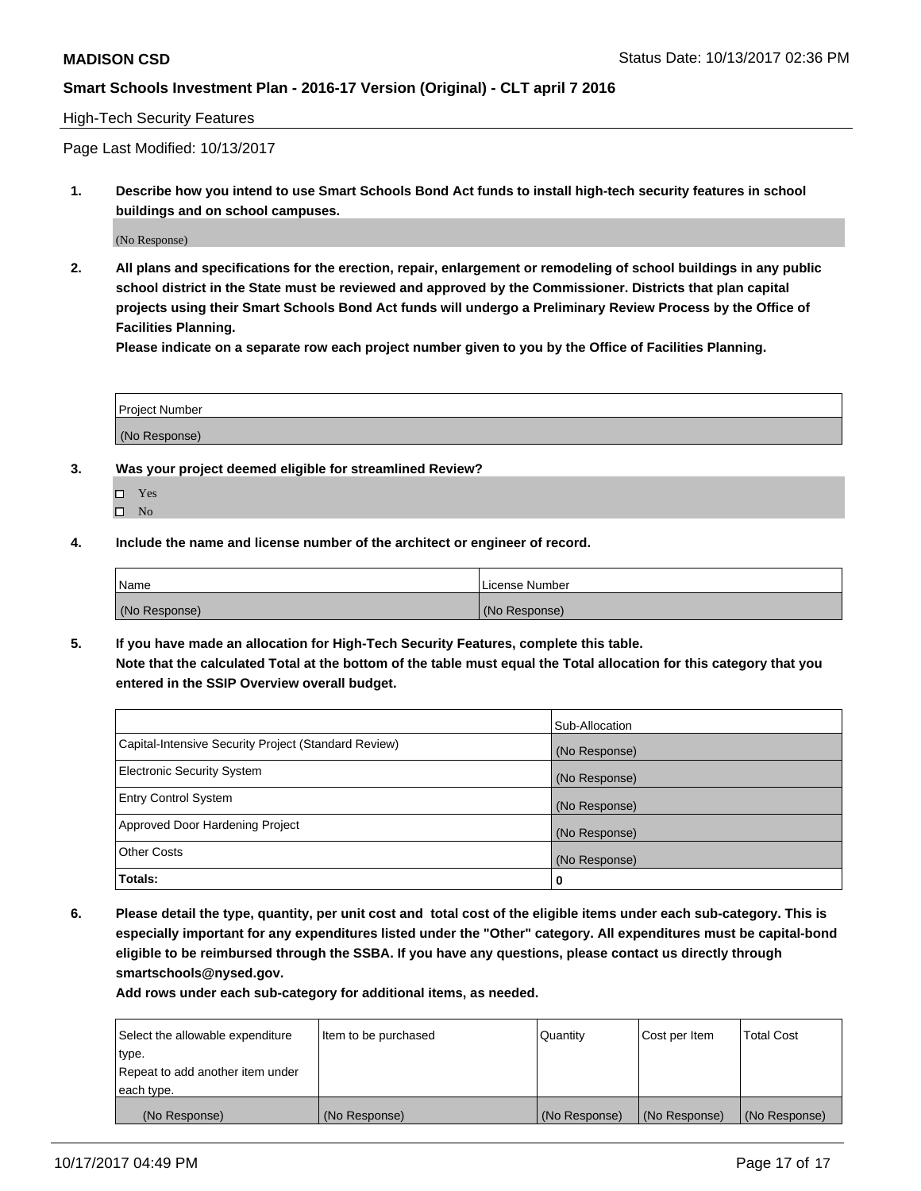High-Tech Security Features

Page Last Modified: 10/13/2017

**1. Describe how you intend to use Smart Schools Bond Act funds to install high-tech security features in school buildings and on school campuses.**

(No Response)

**2. All plans and specifications for the erection, repair, enlargement or remodeling of school buildings in any public school district in the State must be reviewed and approved by the Commissioner. Districts that plan capital projects using their Smart Schools Bond Act funds will undergo a Preliminary Review Process by the Office of Facilities Planning.**

**Please indicate on a separate row each project number given to you by the Office of Facilities Planning.**

| Project Number |
|---|
| (No Response) |

**3. Was your project deemed eligible for streamlined Review?**

- ☐ Yes
- ☐ No

**4. Include the name and license number of the architect or engineer of record.**

| Name | License Number |
|---|---|
| (No Response) | (No Response) |

**5. If you have made an allocation for High-Tech Security Features, complete this table.**
**Note that the calculated Total at the bottom of the table must equal the Total allocation for this category that you entered in the SSIP Overview overall budget.**

| | Sub-Allocation |
|---|---|
| Capital-Intensive Security Project (Standard Review) | (No Response) |
| Electronic Security System | (No Response) |
| Entry Control System | (No Response) |
| Approved Door Hardening Project | (No Response) |
| Other Costs | (No Response) |
| **Totals:** | **0** |

**6. Please detail the type, quantity, per unit cost and total cost of the eligible items under each sub-category. This is especially important for any expenditures listed under the "Other" category. All expenditures must be capital-bond eligible to be reimbursed through the SSBA. If you have any questions, please contact us directly through smartschools@nysed.gov.**

**Add rows under each sub-category for additional items, as needed.**

| Select the allowable expenditure type. Repeat to add another item under each type. | Item to be purchased | Quantity | Cost per Item | Total Cost |
|---|---|---|---|---|
| (No Response) | (No Response) | (No Response) | (No Response) | (No Response) |